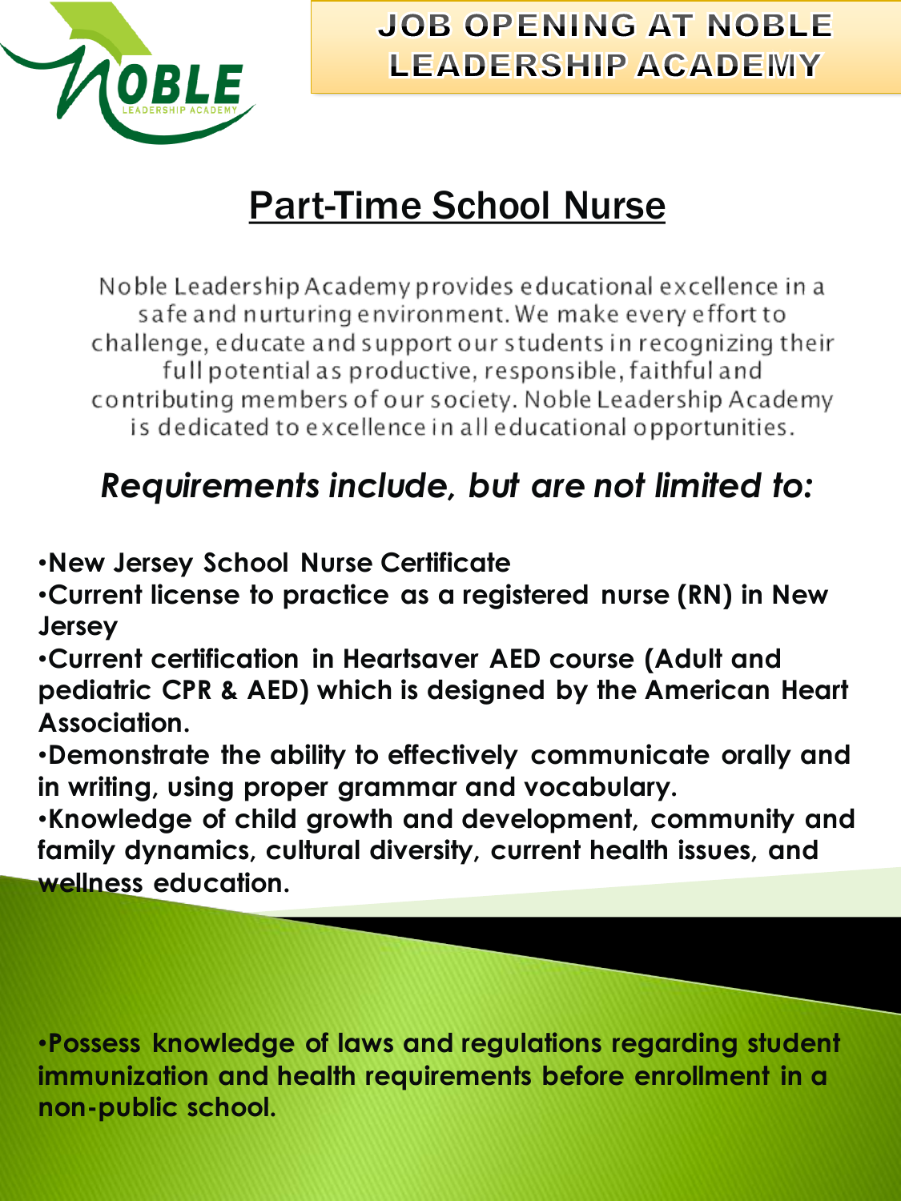# JOB OPENING AT NOBLE LEADERSHIP ACADEMY

## Part-Time School Nurse

Noble Leadership Academy provides educational excellence in a safe and nurturing environment. We make every effort to challenge, educate and support our students in recognizing their full potential as productive, responsible, faithful and contributing members of our society. Noble Leadership Academy is dedicated to excellence in all educational opportunities.

### *Requirements include, but are not limited to:*

- **New Jersey School Nurse Certificate**
- **Current license to practice as a registered nurse (RN) in New Jersey**
- **Current certification in Heartsaver AED course (Adult and pediatric CPR & AED) which is designed by the American Heart Association.**
- **Demonstrate the ability to effectively communicate orally and in writing, using proper grammar and vocabulary.**
- **Knowledge of child growth and development, community and family dynamics, cultural diversity, current health issues, and wellness education.**
- **Possess knowledge of laws and regulations regarding student immunization and health requirements before enrollment in a non-public school.**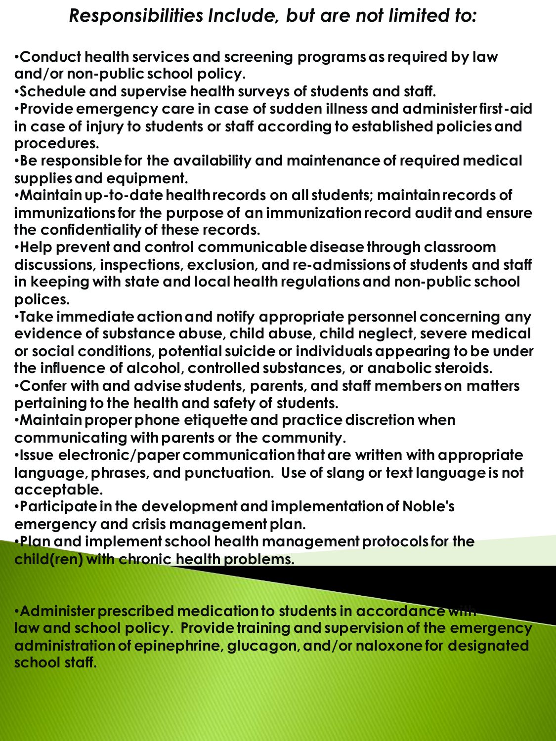## *Responsibilities Include, but are not limited to:*

- **Conduct health services and screening programs as required by law and/or non-public school policy.**
- **Schedule and supervise health surveys of students and staff.**
- **Provide emergency care in case of sudden illness and administer first-aid in case of injury to students or staff according to established policies and procedures.**
- **Be responsible for the availability and maintenance of required medical supplies and equipment.**
- **Maintain up-to-date health records on all students; maintain records of immunizations for the purpose of an immunization record audit and ensure the confidentiality of these records.**
- **Help prevent and control communicable disease through classroom discussions, inspections, exclusion, and re-admissions of students and staff in keeping with state and local health regulations and non-public school polices.**
- **Take immediate action and notify appropriate personnel concerning any evidence of substance abuse, child abuse, child neglect, severe medical or social conditions, potential suicide or individuals appearing to be under the influence of alcohol, controlled substances, or anabolic steroids.**
- **Confer with and advise students, parents, and staff members on matters pertaining to the health and safety of students.**
- **Maintain proper phone etiquette and practice discretion when communicating with parents or the community.**
- **Issue electronic/paper communication that are written with appropriate language, phrases, and punctuation. Use of slang or text language is not acceptable.**
- **Participate in the development and implementation of Noble's emergency and crisis management plan.**
- **Plan and implement school health management protocols for the child(ren) with chronic health problems.**
- **Administer prescribed medication to students in accordance with law and school policy. Provide training and supervision of the emergency administration of epinephrine, glucagon, and/or naloxone for designated school staff.**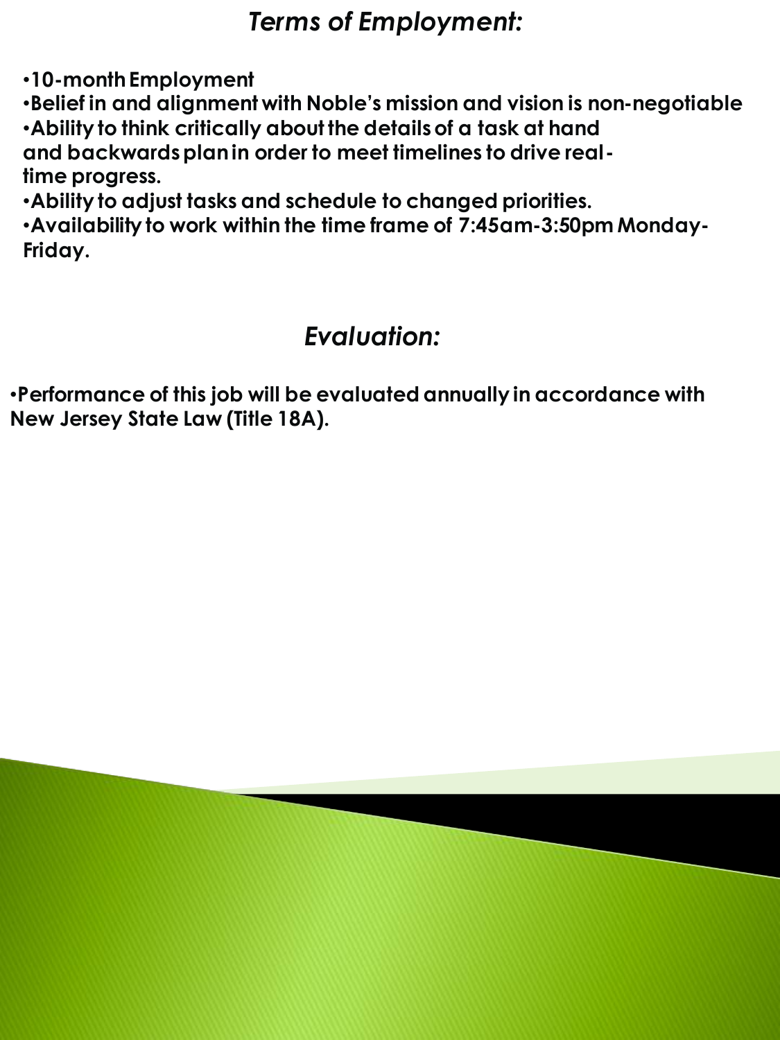## *Terms of Employment:*

- **10-month Employment**
- **Belief in and alignment with Noble's mission and vision is non-negotiable**
- **Ability to think critically about the details of a task at hand and backwards plan in order to meet timelines to drive real-time progress.**
- **Ability to adjust tasks and schedule to changed priorities.**
- **Availability to work within the time frame of 7:45am-3:50pm Monday-Friday.**

## *Evaluation:*

- **Performance of this job will be evaluated annually in accordance with New Jersey State Law (Title 18A).**